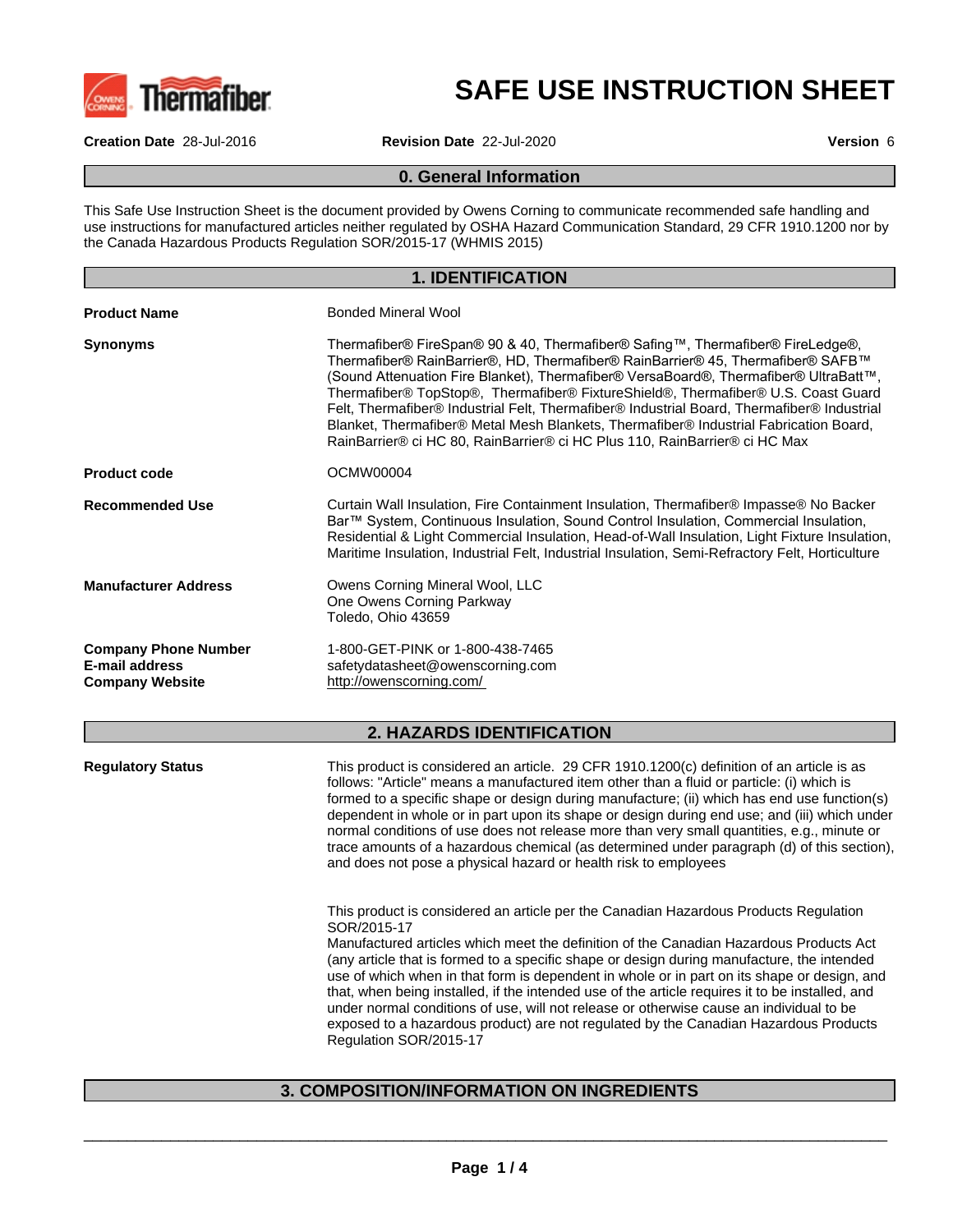# SAFE USE INSTRUCTION SHEET

**Creation Date** 28-Jul-2016 **Revision Date** 22-Jul-2020 **Version** 6

## 0. General Information

This Safe Use Instruction Sheet is the document provided by Owens Corning to communicate recommended safe handling and use instructions for manufactured articles neither regulated by OSHA Hazard Communication Standard, 29 CFR 1910.1200 nor by the Canada Hazardous Products Regulation SOR/2015-17 (WHMIS 2015)

## 1. IDENTIFICATION

**Product Name**

Bonded Mineral Wool

**Synonyms**

Thermafiber® FireSpan® 90 & 40, Thermafiber® Safing™, Thermafiber® FireLedge®, Thermafiber® RainBarrier®, HD, Thermafiber® RainBarrier® 45, Thermafiber® SAFB™ (Sound Attenuation Fire Blanket), Thermafiber® VersaBoard®, Thermafiber® UltraBatt™, Thermafiber® TopStop®, Thermafiber® FixtureShield®, Thermafiber® U.S. Coast Guard Felt, Thermafiber® Industrial Felt, Thermafiber® Industrial Board, Thermafiber® Industrial Blanket, Thermafiber® Metal Mesh Blankets, Thermafiber® Industrial Fabrication Board, RainBarrier® ci HC 80, RainBarrier® ci HC Plus 110, RainBarrier® ci HC Max

**Product code**

OCMW00004

**Recommended Use**

Curtain Wall Insulation, Fire Containment Insulation, Thermafiber® Impasse® No Backer Bar™ System, Continuous Insulation, Sound Control Insulation, Commercial Insulation, Residential & Light Commercial Insulation, Head-of-Wall Insulation, Light Fixture Insulation, Maritime Insulation, Industrial Felt, Industrial Insulation, Semi-Refractory Felt, Horticulture

**Manufacturer Address**

Owens Corning Mineral Wool, LLC
One Owens Corning Parkway
Toledo, Ohio 43659

**Company Phone Number**
1-800-GET-PINK or 1-800-438-7465

**E-mail address**
safetydatasheet@owenscorning.com

**Company Website**
http://owenscorning.com/

## 2. HAZARDS IDENTIFICATION

**Regulatory Status**

This product is considered an article. 29 CFR 1910.1200(c) definition of an article is as follows: "Article" means a manufactured item other than a fluid or particle: (i) which is formed to a specific shape or design during manufacture; (ii) which has end use function(s) dependent in whole or in part upon its shape or design during end use; and (iii) which under normal conditions of use does not release more than very small quantities, e.g., minute or trace amounts of a hazardous chemical (as determined under paragraph (d) of this section), and does not pose a physical hazard or health risk to employees

This product is considered an article per the Canadian Hazardous Products Regulation SOR/2015-17
Manufactured articles which meet the definition of the Canadian Hazardous Products Act (any article that is formed to a specific shape or design during manufacture, the intended use of which when in that form is dependent in whole or in part on its shape or design, and that, when being installed, if the intended use of the article requires it to be installed, and under normal conditions of use, will not release or otherwise cause an individual to be exposed to a hazardous product) are not regulated by the Canadian Hazardous Products Regulation SOR/2015-17

## 3. COMPOSITION/INFORMATION ON INGREDIENTS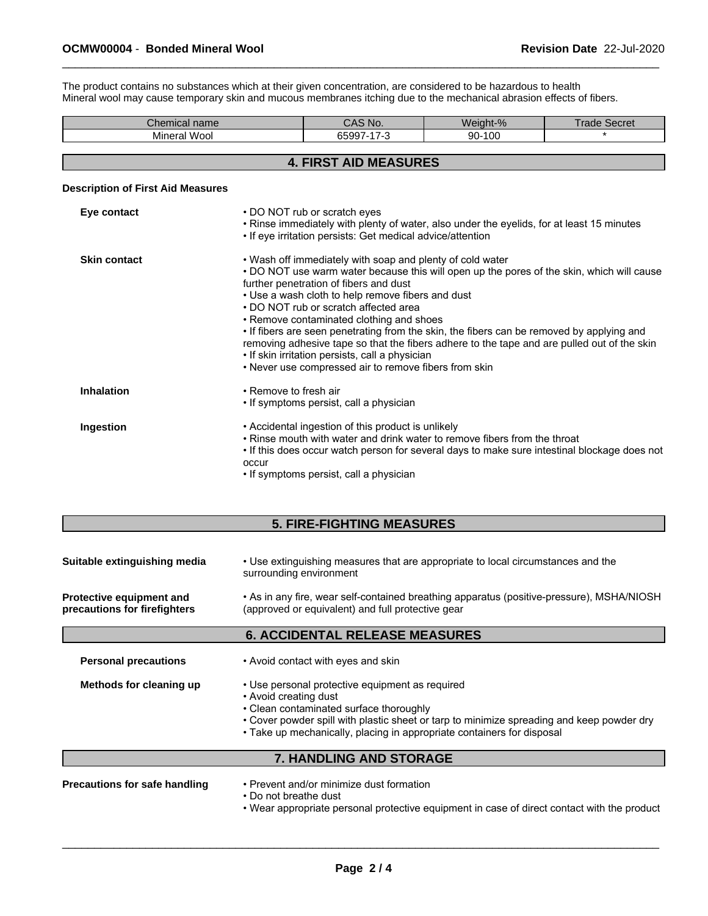The product contains no substances which at their given concentration, are considered to be hazardous to health
Mineral wool may cause temporary skin and mucous membranes itching due to the mechanical abrasion effects of fibers.

| Chemical name | CAS No. | Weight-% | Trade Secret |
|---|---|---|---|
| Mineral Wool | 65997-17-3 | 90-100 | * |

## 4. FIRST AID MEASURES

**Description of First Aid Measures**

**Eye contact**
- DO NOT rub or scratch eyes
- Rinse immediately with plenty of water, also under the eyelids, for at least 15 minutes
- If eye irritation persists: Get medical advice/attention

**Skin contact**
- Wash off immediately with soap and plenty of cold water
- DO NOT use warm water because this will open up the pores of the skin, which will cause further penetration of fibers and dust
- Use a wash cloth to help remove fibers and dust
- DO NOT rub or scratch affected area
- Remove contaminated clothing and shoes
- If fibers are seen penetrating from the skin, the fibers can be removed by applying and removing adhesive tape so that the fibers adhere to the tape and are pulled out of the skin
- If skin irritation persists, call a physician
- Never use compressed air to remove fibers from skin

**Inhalation**
- Remove to fresh air
- If symptoms persist, call a physician

**Ingestion**
- Accidental ingestion of this product is unlikely
- Rinse mouth with water and drink water to remove fibers from the throat
- If this does occur watch person for several days to make sure intestinal blockage does not occur
- If symptoms persist, call a physician

## 5. FIRE-FIGHTING MEASURES

**Suitable extinguishing media**
- Use extinguishing measures that are appropriate to local circumstances and the surrounding environment

**Protective equipment and precautions for firefighters**
- As in any fire, wear self-contained breathing apparatus (positive-pressure), MSHA/NIOSH (approved or equivalent) and full protective gear

## 6. ACCIDENTAL RELEASE MEASURES

**Personal precautions**
- Avoid contact with eyes and skin

**Methods for cleaning up**
- Use personal protective equipment as required
- Avoid creating dust
- Clean contaminated surface thoroughly
- Cover powder spill with plastic sheet or tarp to minimize spreading and keep powder dry
- Take up mechanically, placing in appropriate containers for disposal

## 7. HANDLING AND STORAGE

**Precautions for safe handling**
- Prevent and/or minimize dust formation
- Do not breathe dust
- Wear appropriate personal protective equipment in case of direct contact with the product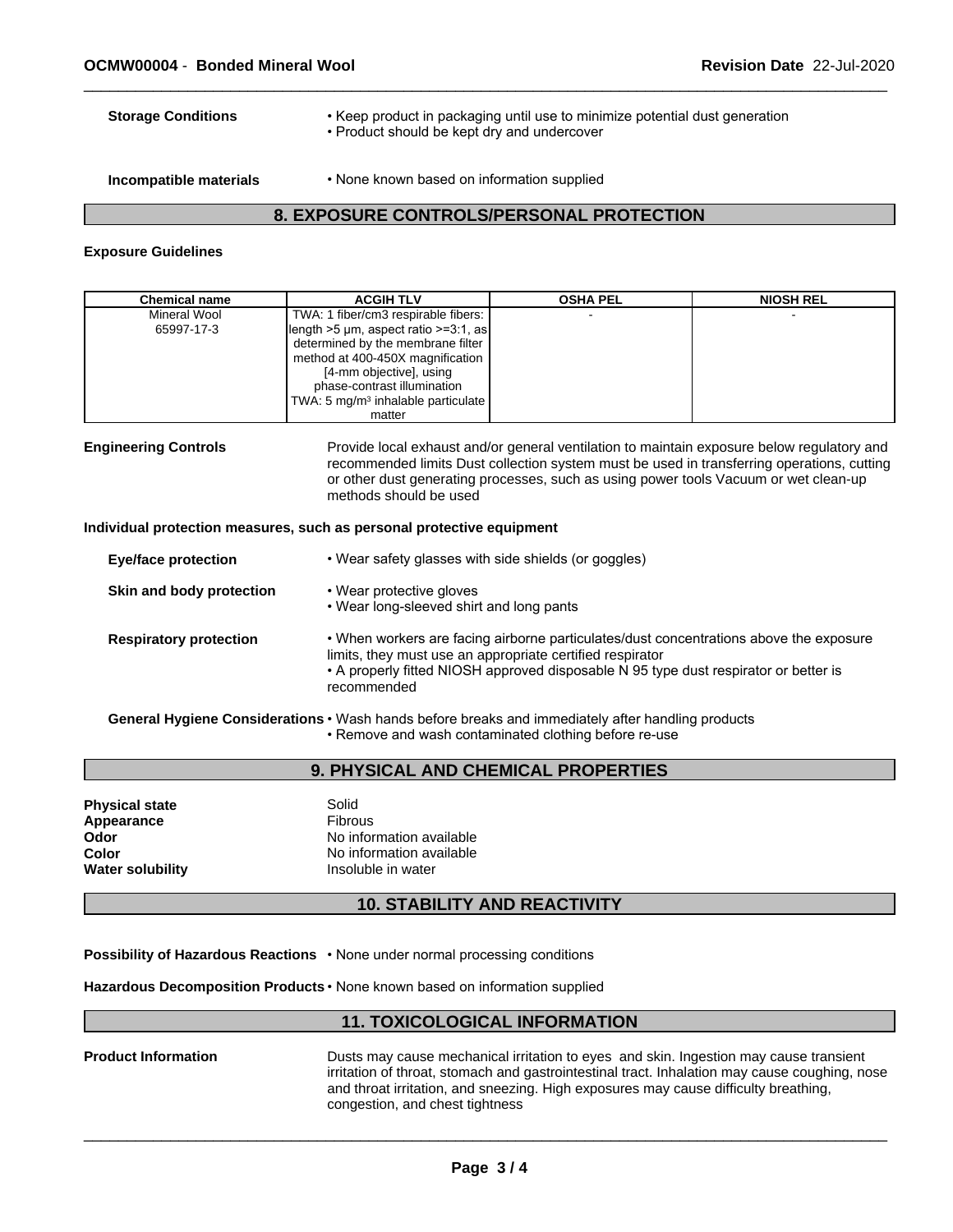**Storage Conditions**
- Keep product in packaging until use to minimize potential dust generation
- Product should be kept dry and undercover

**Incompatible materials**
- None known based on information supplied

## 8. EXPOSURE CONTROLS/PERSONAL PROTECTION

### Exposure Guidelines

| Chemical name | ACGIH TLV | OSHA PEL | NIOSH REL |
|---|---|---|---|
| Mineral Wool<br>65997-17-3 | TWA: 1 fiber/cm3 respirable fibers: length >5 µm, aspect ratio >=3:1, as determined by the membrane filter method at 400-450X magnification [4-mm objective], using phase-contrast illumination<br>TWA: 5 mg/m³ inhalable particulate matter | - | - |

**Engineering Controls**
Provide local exhaust and/or general ventilation to maintain exposure below regulatory and recommended limits Dust collection system must be used in transferring operations, cutting or other dust generating processes, such as using power tools Vacuum or wet clean-up methods should be used

### Individual protection measures, such as personal protective equipment

**Eye/face protection**
- Wear safety glasses with side shields (or goggles)

**Skin and body protection**
- Wear protective gloves
- Wear long-sleeved shirt and long pants

**Respiratory protection**
- When workers are facing airborne particulates/dust concentrations above the exposure limits, they must use an appropriate certified respirator
- A properly fitted NIOSH approved disposable N 95 type dust respirator or better is recommended

**General Hygiene Considerations**
- Wash hands before breaks and immediately after handling products
- Remove and wash contaminated clothing before re-use

## 9. PHYSICAL AND CHEMICAL PROPERTIES

**Physical state** Solid
**Appearance** Fibrous
**Odor** No information available
**Color** No information available
**Water solubility** Insoluble in water

## 10. STABILITY AND REACTIVITY

**Possibility of Hazardous Reactions** • None under normal processing conditions

**Hazardous Decomposition Products** • None known based on information supplied

## 11. TOXICOLOGICAL INFORMATION

**Product Information**
Dusts may cause mechanical irritation to eyes and skin. Ingestion may cause transient irritation of throat, stomach and gastrointestinal tract. Inhalation may cause coughing, nose and throat irritation, and sneezing. High exposures may cause difficulty breathing, congestion, and chest tightness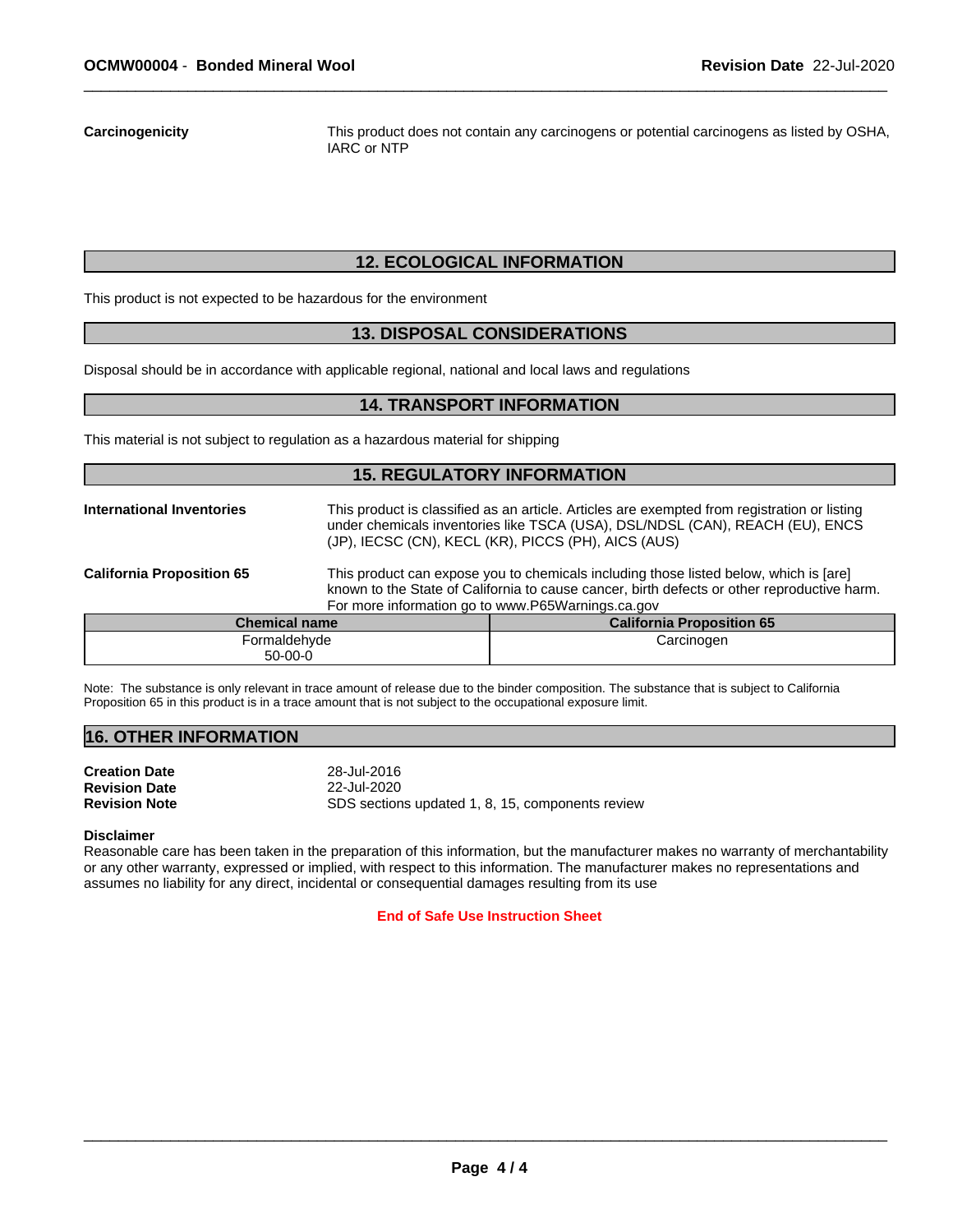**Carcinogenicity** This product does not contain any carcinogens or potential carcinogens as listed by OSHA, IARC or NTP

## 12. ECOLOGICAL INFORMATION

This product is not expected to be hazardous for the environment

## 13. DISPOSAL CONSIDERATIONS

Disposal should be in accordance with applicable regional, national and local laws and regulations

## 14. TRANSPORT INFORMATION

This material is not subject to regulation as a hazardous material for shipping

## 15. REGULATORY INFORMATION

**International Inventories** This product is classified as an article. Articles are exempted from registration or listing under chemicals inventories like TSCA (USA), DSL/NDSL (CAN), REACH (EU), ENCS (JP), IECSC (CN), KECL (KR), PICCS (PH), AICS (AUS)

**California Proposition 65** This product can expose you to chemicals including those listed below, which is [are] known to the State of California to cause cancer, birth defects or other reproductive harm. For more information go to www.P65Warnings.ca.gov

| Chemical name | California Proposition 65 |
|---|---|
| Formaldehyde<br>50-00-0 | Carcinogen |

Note: The substance is only relevant in trace amount of release due to the binder composition. The substance that is subject to California Proposition 65 in this product is in a trace amount that is not subject to the occupational exposure limit.

## 16. OTHER INFORMATION

**Creation Date** 28-Jul-2016
**Revision Date** 22-Jul-2020
**Revision Note** SDS sections updated 1, 8, 15, components review

**Disclaimer**
Reasonable care has been taken in the preparation of this information, but the manufacturer makes no warranty of merchantability or any other warranty, expressed or implied, with respect to this information. The manufacturer makes no representations and assumes no liability for any direct, incidental or consequential damages resulting from its use

**End of Safe Use Instruction Sheet**